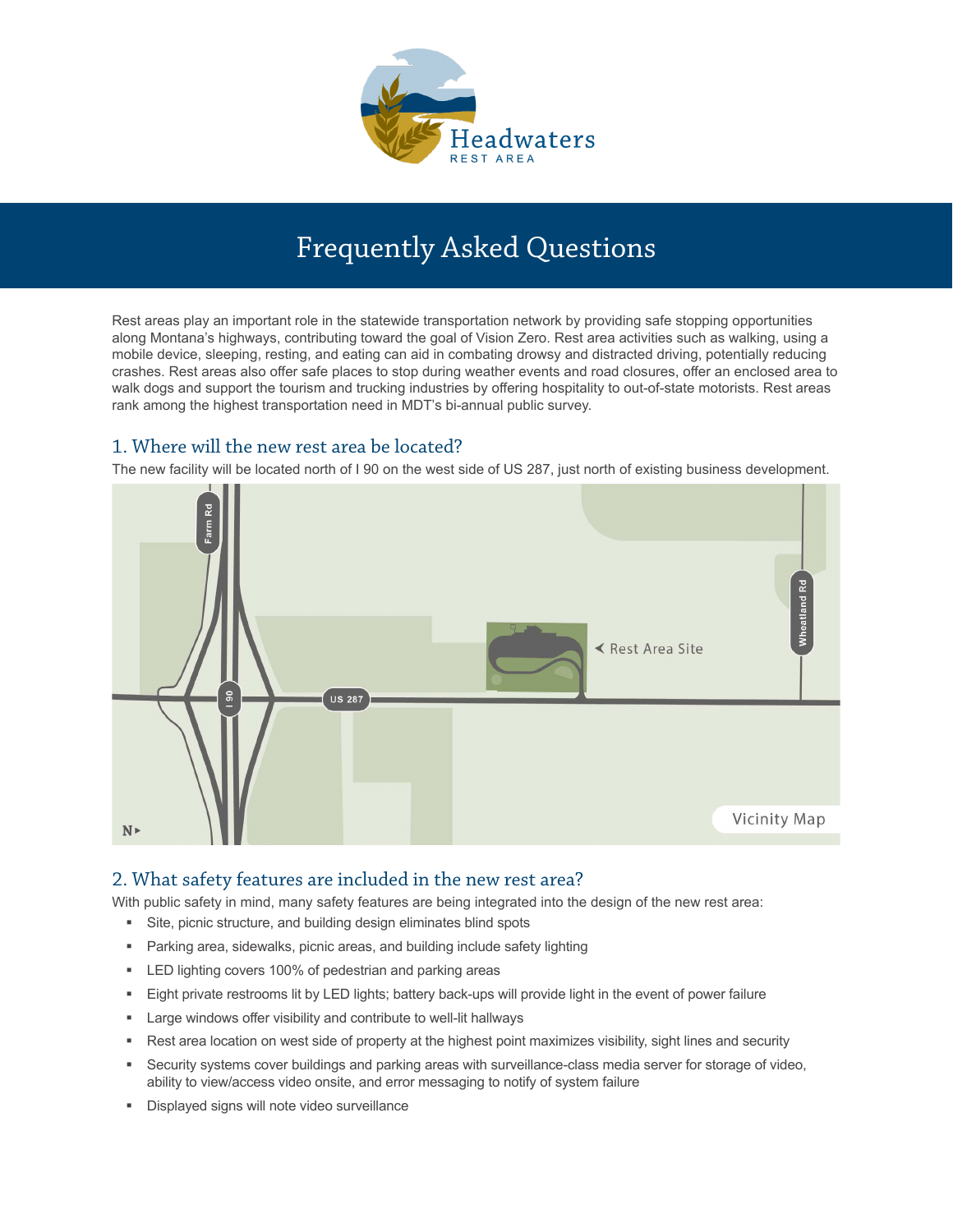Headwaters
REST AREA

# Frequently Asked Questions

Rest areas play an important role in the statewide transportation network by providing safe stopping opportunities along Montana's highways, contributing toward the goal of Vision Zero. Rest area activities such as walking, using a mobile device, sleeping, resting, and eating can aid in combating drowsy and distracted driving, potentially reducing crashes. Rest areas also offer safe places to stop during weather events and road closures, offer an enclosed area to walk dogs and support the tourism and trucking industries by offering hospitality to out-of-state motorists. Rest areas rank among the highest transportation need in MDT's bi-annual public survey.

## 1. Where will the new rest area be located?

The new facility will be located north of I 90 on the west side of US 287, just north of existing business development.

Farm Rd · I 90 · US 287 · Rest Area Site · Wheatland Rd · N

Vicinity Map

## 2. What safety features are included in the new rest area?

With public safety in mind, many safety features are being integrated into the design of the new rest area:

- Site, picnic structure, and building design eliminates blind spots
- Parking area, sidewalks, picnic areas, and building include safety lighting
- LED lighting covers 100% of pedestrian and parking areas
- Eight private restrooms lit by LED lights; battery back-ups will provide light in the event of power failure
- Large windows offer visibility and contribute to well-lit hallways
- Rest area location on west side of property at the highest point maximizes visibility, sight lines and security
- Security systems cover buildings and parking areas with surveillance-class media server for storage of video, ability to view/access video onsite, and error messaging to notify of system failure
- Displayed signs will note video surveillance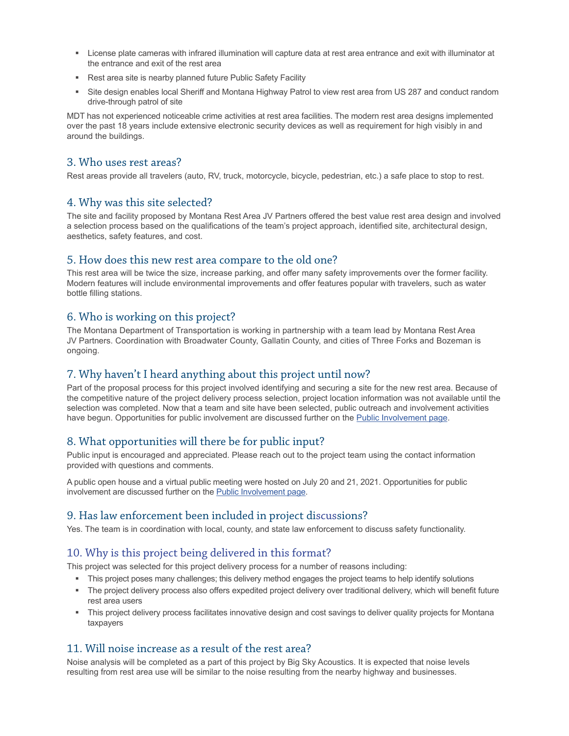- License plate cameras with infrared illumination will capture data at rest area entrance and exit with illuminator at the entrance and exit of the rest area
- Rest area site is nearby planned future Public Safety Facility
- Site design enables local Sheriff and Montana Highway Patrol to view rest area from US 287 and conduct random drive-through patrol of site

MDT has not experienced noticeable crime activities at rest area facilities. The modern rest area designs implemented over the past 18 years include extensive electronic security devices as well as requirement for high visibly in and around the buildings.

## 3. Who uses rest areas?

Rest areas provide all travelers (auto, RV, truck, motorcycle, bicycle, pedestrian, etc.) a safe place to stop to rest.

## 4. Why was this site selected?

The site and facility proposed by Montana Rest Area JV Partners offered the best value rest area design and involved a selection process based on the qualifications of the team's project approach, identified site, architectural design, aesthetics, safety features, and cost.

## 5. How does this new rest area compare to the old one?

This rest area will be twice the size, increase parking, and offer many safety improvements over the former facility. Modern features will include environmental improvements and offer features popular with travelers, such as water bottle filling stations.

## 6. Who is working on this project?

The Montana Department of Transportation is working in partnership with a team lead by Montana Rest Area JV Partners. Coordination with Broadwater County, Gallatin County, and cities of Three Forks and Bozeman is ongoing.

## 7. Why haven't I heard anything about this project until now?

Part of the proposal process for this project involved identifying and securing a site for the new rest area. Because of the competitive nature of the project delivery process selection, project location information was not available until the selection was completed. Now that a team and site have been selected, public outreach and involvement activities have begun. Opportunities for public involvement are discussed further on the Public Involvement page.

## 8. What opportunities will there be for public input?

Public input is encouraged and appreciated. Please reach out to the project team using the contact information provided with questions and comments.

A public open house and a virtual public meeting were hosted on July 20 and 21, 2021. Opportunities for public involvement are discussed further on the Public Involvement page.

## 9. Has law enforcement been included in project discussions?

Yes. The team is in coordination with local, county, and state law enforcement to discuss safety functionality.

## 10. Why is this project being delivered in this format?

This project was selected for this project delivery process for a number of reasons including:

- This project poses many challenges; this delivery method engages the project teams to help identify solutions
- The project delivery process also offers expedited project delivery over traditional delivery, which will benefit future rest area users
- This project delivery process facilitates innovative design and cost savings to deliver quality projects for Montana taxpayers

## 11. Will noise increase as a result of the rest area?

Noise analysis will be completed as a part of this project by Big Sky Acoustics. It is expected that noise levels resulting from rest area use will be similar to the noise resulting from the nearby highway and businesses.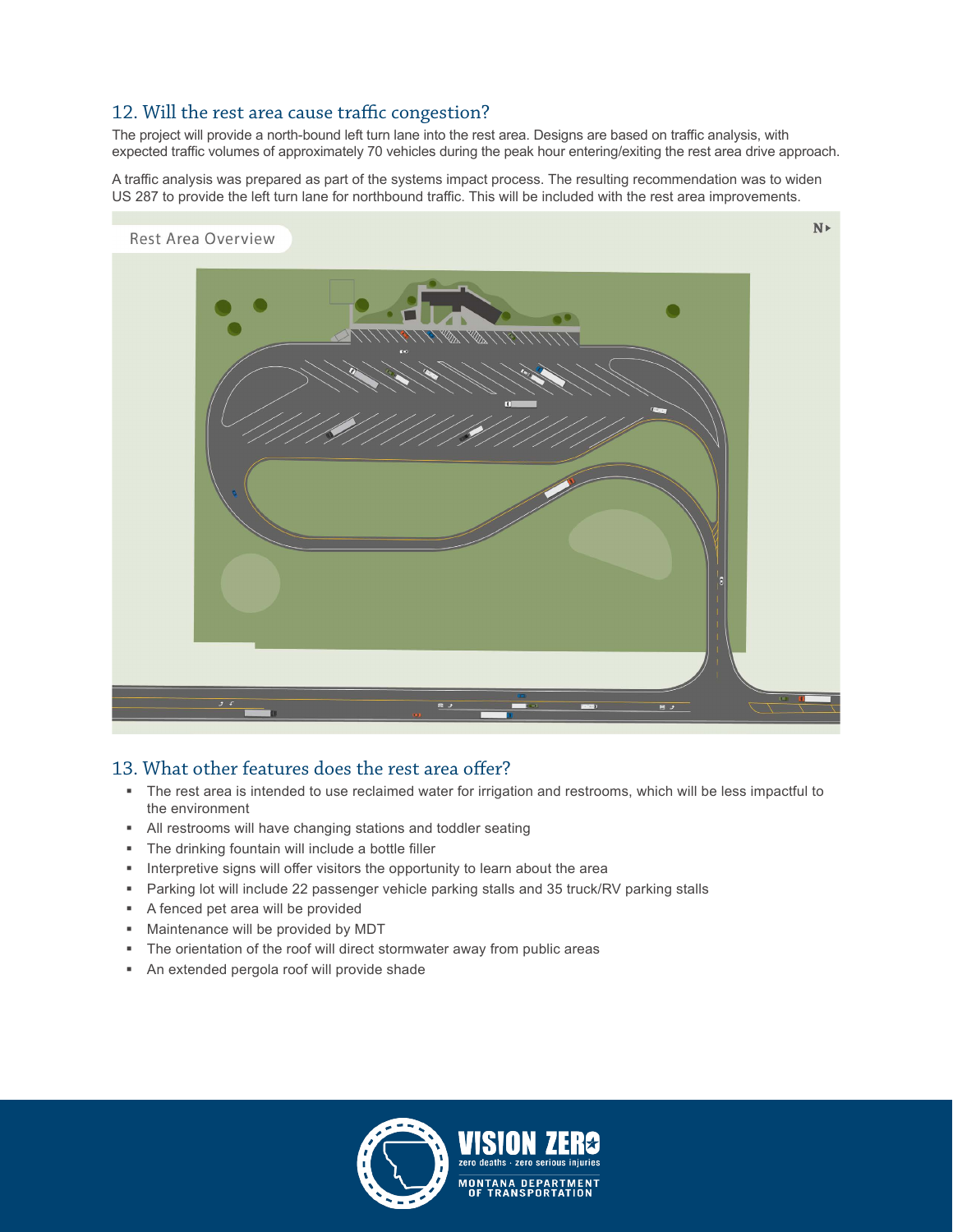## 12. Will the rest area cause traffic congestion?

The project will provide a north-bound left turn lane into the rest area. Designs are based on traffic analysis, with expected traffic volumes of approximately 70 vehicles during the peak hour entering/exiting the rest area drive approach.

A traffic analysis was prepared as part of the systems impact process. The resulting recommendation was to widen US 287 to provide the left turn lane for northbound traffic. This will be included with the rest area improvements.

Rest Area Overview

N

## 13. What other features does the rest area offer?

- The rest area is intended to use reclaimed water for irrigation and restrooms, which will be less impactful to the environment
- All restrooms will have changing stations and toddler seating
- The drinking fountain will include a bottle filler
- Interpretive signs will offer visitors the opportunity to learn about the area
- Parking lot will include 22 passenger vehicle parking stalls and 35 truck/RV parking stalls
- A fenced pet area will be provided
- Maintenance will be provided by MDT
- The orientation of the roof will direct stormwater away from public areas
- An extended pergola roof will provide shade

VISION ZERO
zero deaths · zero serious injuries
MONTANA DEPARTMENT OF TRANSPORTATION